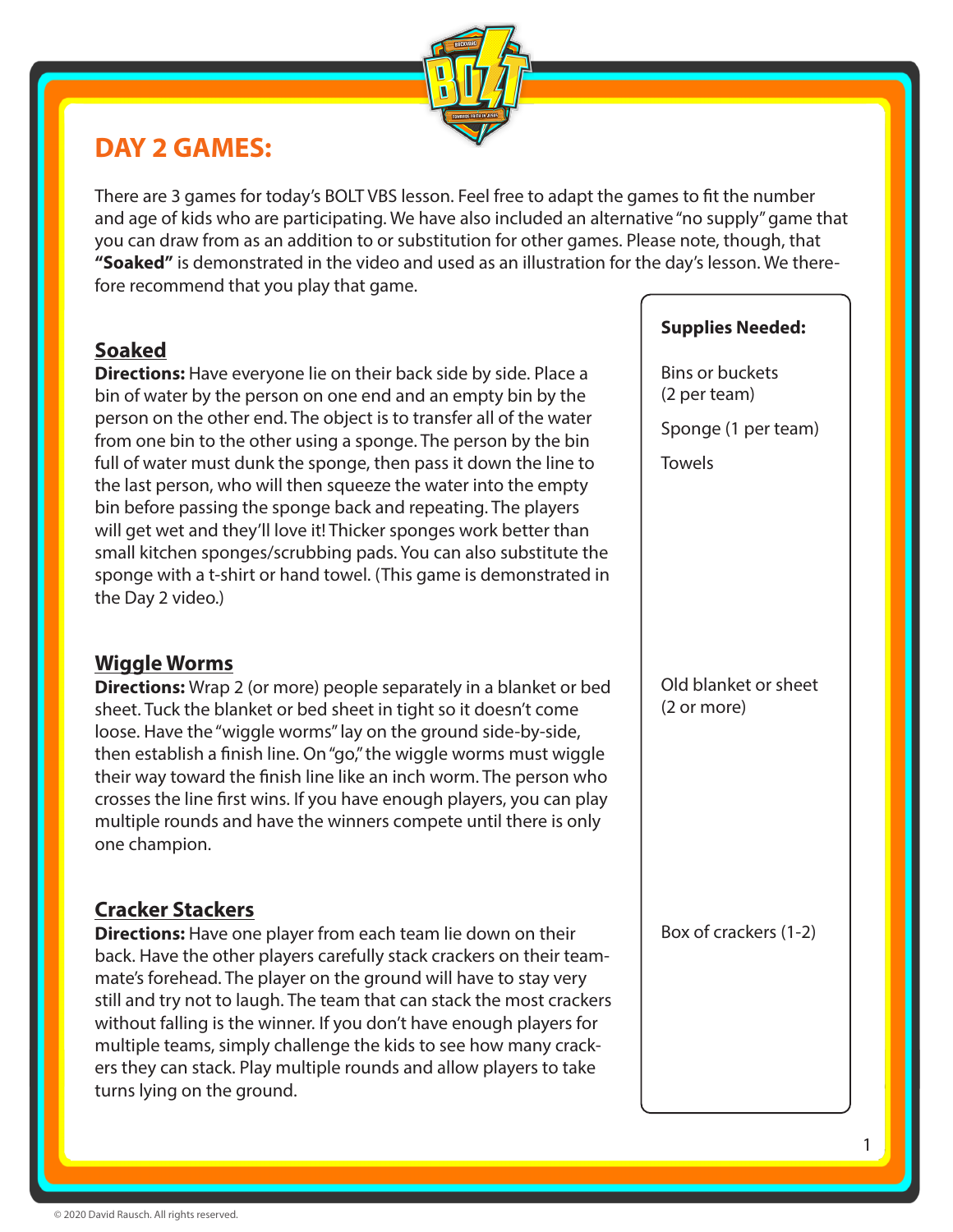# DAY 2 GAMES:

There are 3 games for today's BOLT VBS lesson. Feel free to adapt the games to fit the number and age of kids who are participating. We have also included an alternative "no supply" game that you can draw from as an addition to or substitution for other games. Please note, though, that **"Soaked"** is demonstrated in the video and used as an illustration for the day's lesson. We therefore recommend that you play that game.

**Supplies Needed:**

## Soaked

**Directions:** Have everyone lie on their back side by side. Place a bin of water by the person on one end and an empty bin by the person on the other end. The object is to transfer all of the water from one bin to the other using a sponge. The person by the bin full of water must dunk the sponge, then pass it down the line to the last person, who will then squeeze the water into the empty bin before passing the sponge back and repeating. The players will get wet and they'll love it! Thicker sponges work better than small kitchen sponges/scrubbing pads. You can also substitute the sponge with a t-shirt or hand towel. (This game is demonstrated in the Day 2 video.)

Supplies:
- Bins or buckets (2 per team)
- Sponge (1 per team)
- Towels

## Wiggle Worms

**Directions:** Wrap 2 (or more) people separately in a blanket or bed sheet. Tuck the blanket or bed sheet in tight so it doesn't come loose. Have the "wiggle worms" lay on the ground side-by-side, then establish a finish line. On "go," the wiggle worms must wiggle their way toward the finish line like an inch worm. The person who crosses the line first wins. If you have enough players, you can play multiple rounds and have the winners compete until there is only one champion.

Supplies:
- Old blanket or sheet (2 or more)

## Cracker Stackers

**Directions:** Have one player from each team lie down on their back. Have the other players carefully stack crackers on their teammate's forehead. The player on the ground will have to stay very still and try not to laugh. The team that can stack the most crackers without falling is the winner. If you don't have enough players for multiple teams, simply challenge the kids to see how many crackers they can stack. Play multiple rounds and allow players to take turns lying on the ground.

Supplies:
- Box of crackers (1-2)

© 2020 David Rausch. All rights reserved.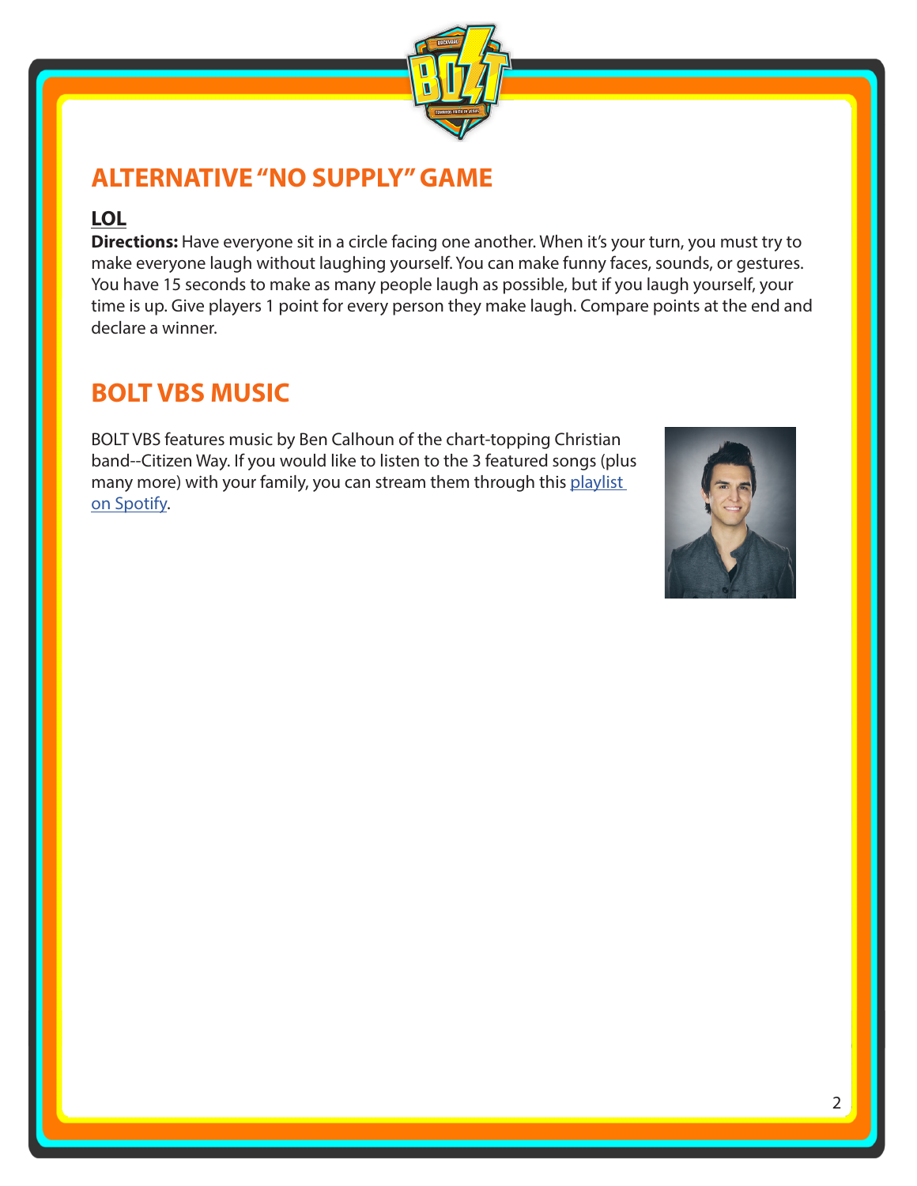## ALTERNATIVE "NO SUPPLY" GAME

### LOL

**Directions:** Have everyone sit in a circle facing one another. When it's your turn, you must try to make everyone laugh without laughing yourself. You can make funny faces, sounds, or gestures. You have 15 seconds to make as many people laugh as possible, but if you laugh yourself, your time is up. Give players 1 point for every person they make laugh. Compare points at the end and declare a winner.

## BOLT VBS MUSIC

BOLT VBS features music by Ben Calhoun of the chart-topping Christian band--Citizen Way. If you would like to listen to the 3 featured songs (plus many more) with your family, you can stream them through this playlist on Spotify.